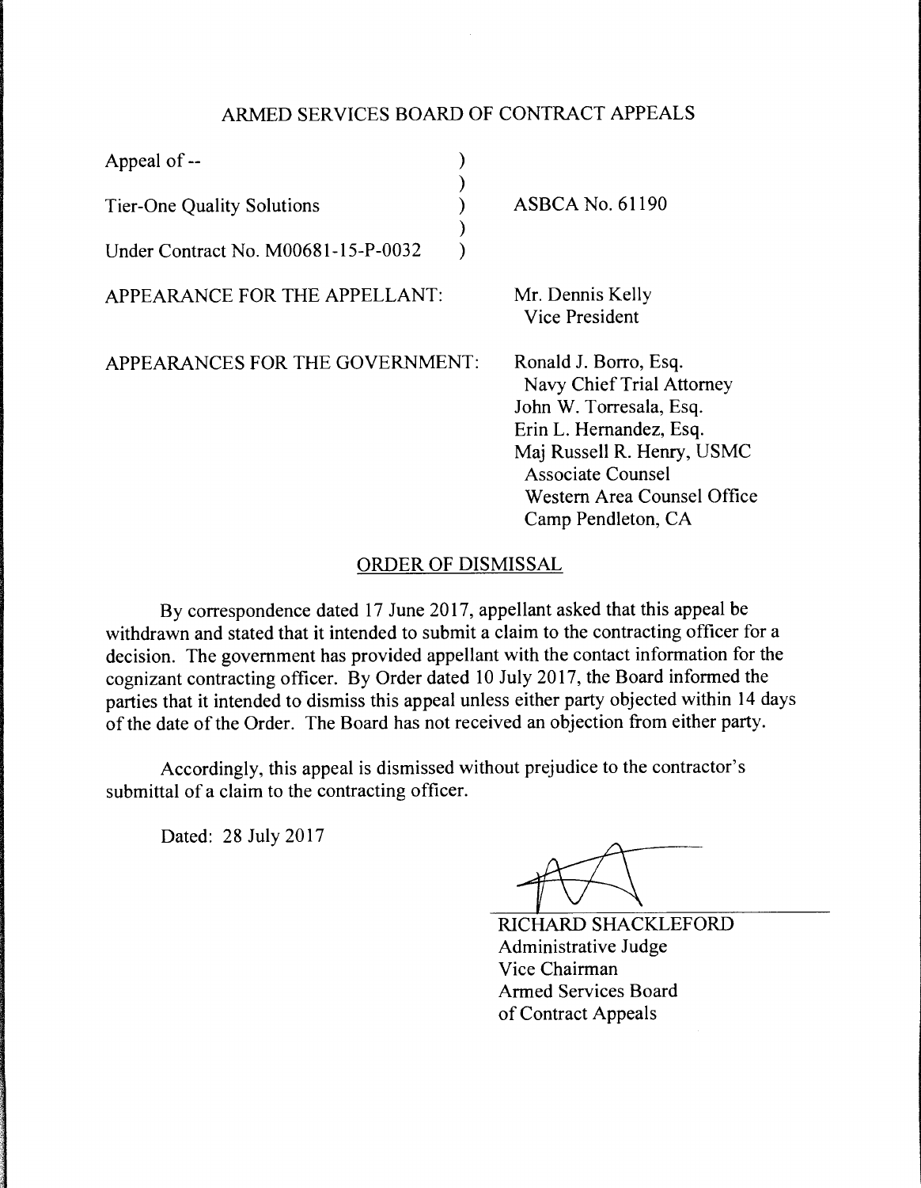# ARMED SERVICES BOARD OF CONTRACT APPEALS

| | |
|---|---|
| Appeal of -- | |
| Tier-One Quality Solutions | ASBCA No. 61190 |
| Under Contract No. M00681-15-P-0032 | |

APPEARANCE FOR THE APPELLANT: Mr. Dennis Kelly
Vice President

APPEARANCES FOR THE GOVERNMENT: Ronald J. Borro, Esq.
Navy Chief Trial Attorney
John W. Torresala, Esq.
Erin L. Hernandez, Esq.
Maj Russell R. Henry, USMC
Associate Counsel
Western Area Counsel Office
Camp Pendleton, CA

## ORDER OF DISMISSAL

By correspondence dated 17 June 2017, appellant asked that this appeal be withdrawn and stated that it intended to submit a claim to the contracting officer for a decision. The government has provided appellant with the contact information for the cognizant contracting officer. By Order dated 10 July 2017, the Board informed the parties that it intended to dismiss this appeal unless either party objected within 14 days of the date of the Order. The Board has not received an objection from either party.

Accordingly, this appeal is dismissed without prejudice to the contractor's submittal of a claim to the contracting officer.

Dated: 28 July 2017

RICHARD SHACKLEFORD
Administrative Judge
Vice Chairman
Armed Services Board
of Contract Appeals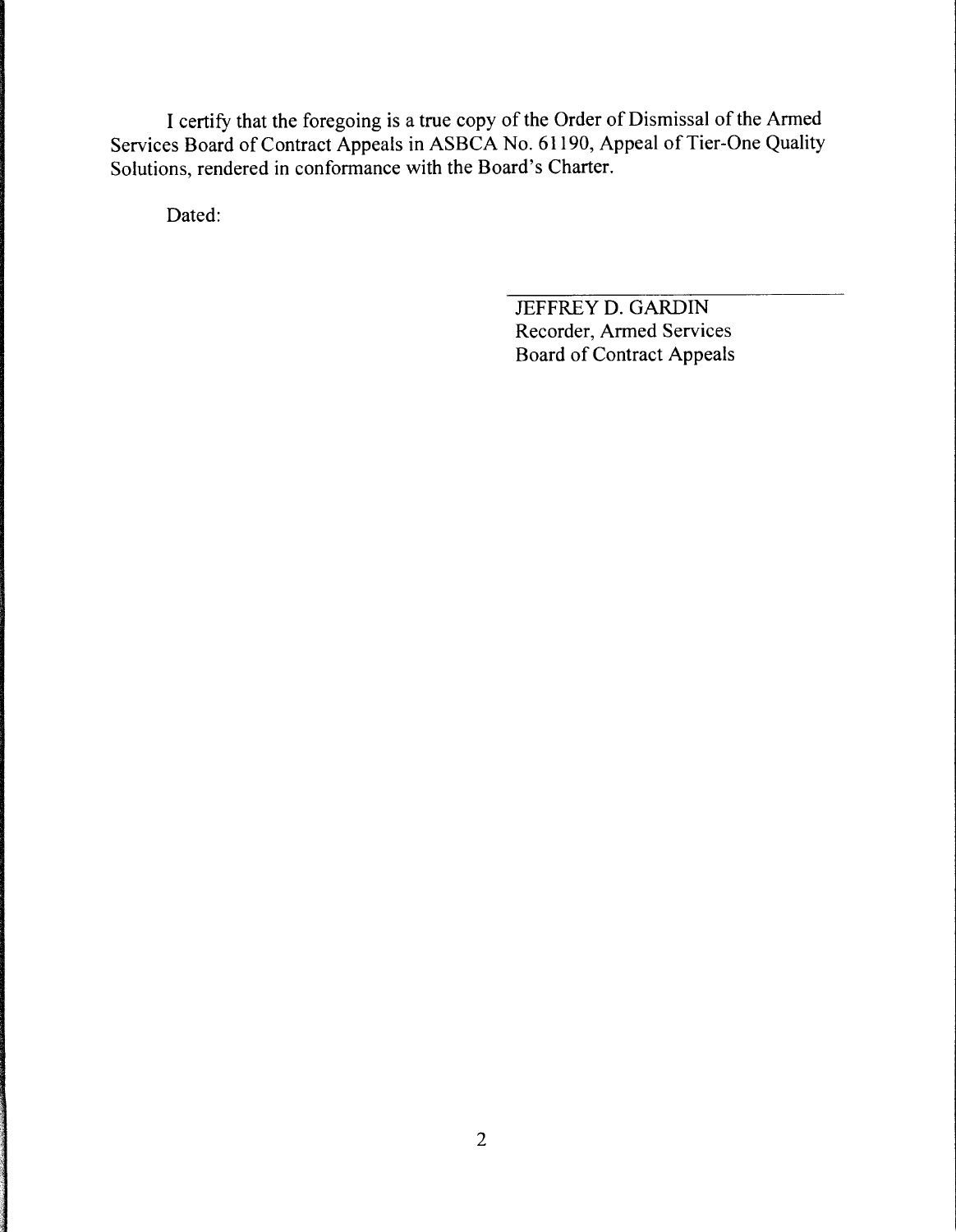I certify that the foregoing is a true copy of the Order of Dismissal of the Armed Services Board of Contract Appeals in ASBCA No. 61190, Appeal of Tier-One Quality Solutions, rendered in conformance with the Board's Charter.

Dated:

JEFFREY D. GARDIN
Recorder, Armed Services
Board of Contract Appeals